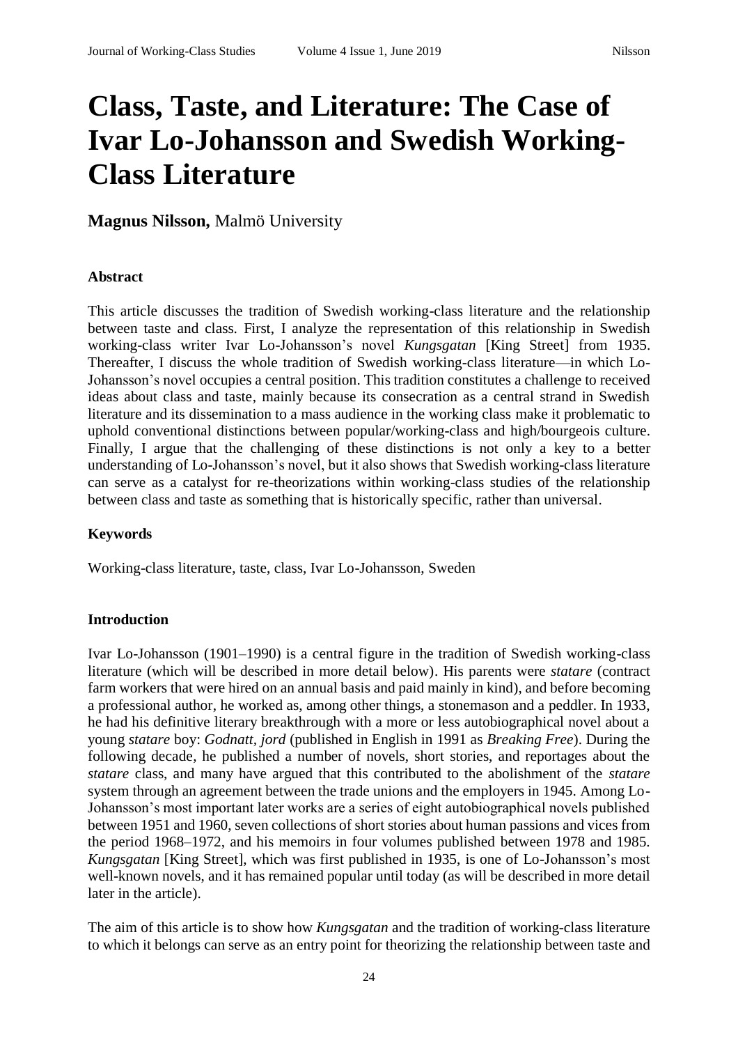# Class, Taste, and Literature: The Case of Ivar Lo-Johansson and Swedish Working-Class Literature

**Magnus Nilsson,** Malmö University

### Abstract

This article discusses the tradition of Swedish working-class literature and the relationship between taste and class. First, I analyze the representation of this relationship in Swedish working-class writer Ivar Lo-Johansson's novel *Kungsgatan* [King Street] from 1935. Thereafter, I discuss the whole tradition of Swedish working-class literature—in which Lo-Johansson's novel occupies a central position. This tradition constitutes a challenge to received ideas about class and taste, mainly because its consecration as a central strand in Swedish literature and its dissemination to a mass audience in the working class make it problematic to uphold conventional distinctions between popular/working-class and high/bourgeois culture. Finally, I argue that the challenging of these distinctions is not only a key to a better understanding of Lo-Johansson's novel, but it also shows that Swedish working-class literature can serve as a catalyst for re-theorizations within working-class studies of the relationship between class and taste as something that is historically specific, rather than universal.

### Keywords

Working-class literature, taste, class, Ivar Lo-Johansson, Sweden

### Introduction

Ivar Lo-Johansson (1901–1990) is a central figure in the tradition of Swedish working-class literature (which will be described in more detail below). His parents were *statare* (contract farm workers that were hired on an annual basis and paid mainly in kind), and before becoming a professional author, he worked as, among other things, a stonemason and a peddler. In 1933, he had his definitive literary breakthrough with a more or less autobiographical novel about a young *statare* boy: *Godnatt, jord* (published in English in 1991 as *Breaking Free*). During the following decade, he published a number of novels, short stories, and reportages about the *statare* class, and many have argued that this contributed to the abolishment of the *statare* system through an agreement between the trade unions and the employers in 1945. Among Lo-Johansson's most important later works are a series of eight autobiographical novels published between 1951 and 1960, seven collections of short stories about human passions and vices from the period 1968–1972, and his memoirs in four volumes published between 1978 and 1985. *Kungsgatan* [King Street], which was first published in 1935, is one of Lo-Johansson's most well-known novels, and it has remained popular until today (as will be described in more detail later in the article).

The aim of this article is to show how *Kungsgatan* and the tradition of working-class literature to which it belongs can serve as an entry point for theorizing the relationship between taste and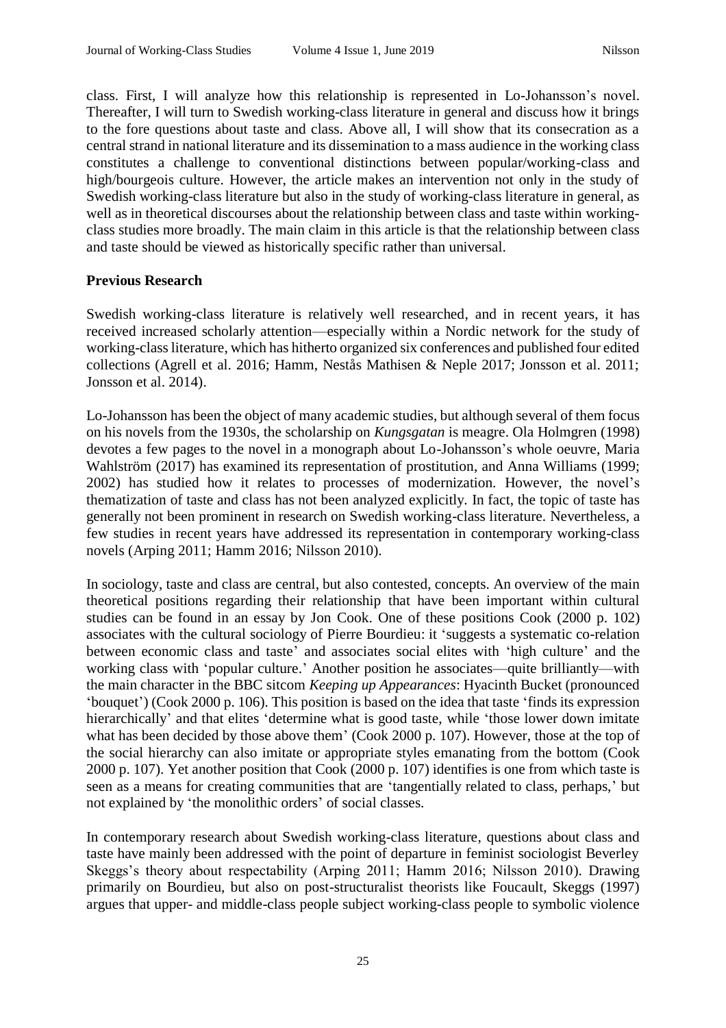class. First, I will analyze how this relationship is represented in Lo-Johansson's novel. Thereafter, I will turn to Swedish working-class literature in general and discuss how it brings to the fore questions about taste and class. Above all, I will show that its consecration as a central strand in national literature and its dissemination to a mass audience in the working class constitutes a challenge to conventional distinctions between popular/working-class and high/bourgeois culture. However, the article makes an intervention not only in the study of Swedish working-class literature but also in the study of working-class literature in general, as well as in theoretical discourses about the relationship between class and taste within working-class studies more broadly. The main claim in this article is that the relationship between class and taste should be viewed as historically specific rather than universal.

## Previous Research

Swedish working-class literature is relatively well researched, and in recent years, it has received increased scholarly attention—especially within a Nordic network for the study of working-class literature, which has hitherto organized six conferences and published four edited collections (Agrell et al. 2016; Hamm, Nestås Mathisen & Neple 2017; Jonsson et al. 2011; Jonsson et al. 2014).

Lo-Johansson has been the object of many academic studies, but although several of them focus on his novels from the 1930s, the scholarship on *Kungsgatan* is meagre. Ola Holmgren (1998) devotes a few pages to the novel in a monograph about Lo-Johansson's whole oeuvre, Maria Wahlström (2017) has examined its representation of prostitution, and Anna Williams (1999; 2002) has studied how it relates to processes of modernization. However, the novel's thematization of taste and class has not been analyzed explicitly. In fact, the topic of taste has generally not been prominent in research on Swedish working-class literature. Nevertheless, a few studies in recent years have addressed its representation in contemporary working-class novels (Arping 2011; Hamm 2016; Nilsson 2010).

In sociology, taste and class are central, but also contested, concepts. An overview of the main theoretical positions regarding their relationship that have been important within cultural studies can be found in an essay by Jon Cook. One of these positions Cook (2000 p. 102) associates with the cultural sociology of Pierre Bourdieu: it 'suggests a systematic co-relation between economic class and taste' and associates social elites with 'high culture' and the working class with 'popular culture.' Another position he associates—quite brilliantly—with the main character in the BBC sitcom *Keeping up Appearances*: Hyacinth Bucket (pronounced 'bouquet') (Cook 2000 p. 106). This position is based on the idea that taste 'finds its expression hierarchically' and that elites 'determine what is good taste, while 'those lower down imitate what has been decided by those above them' (Cook 2000 p. 107). However, those at the top of the social hierarchy can also imitate or appropriate styles emanating from the bottom (Cook 2000 p. 107). Yet another position that Cook (2000 p. 107) identifies is one from which taste is seen as a means for creating communities that are 'tangentially related to class, perhaps,' but not explained by 'the monolithic orders' of social classes.

In contemporary research about Swedish working-class literature, questions about class and taste have mainly been addressed with the point of departure in feminist sociologist Beverley Skeggs's theory about respectability (Arping 2011; Hamm 2016; Nilsson 2010). Drawing primarily on Bourdieu, but also on post-structuralist theorists like Foucault, Skeggs (1997) argues that upper- and middle-class people subject working-class people to symbolic violence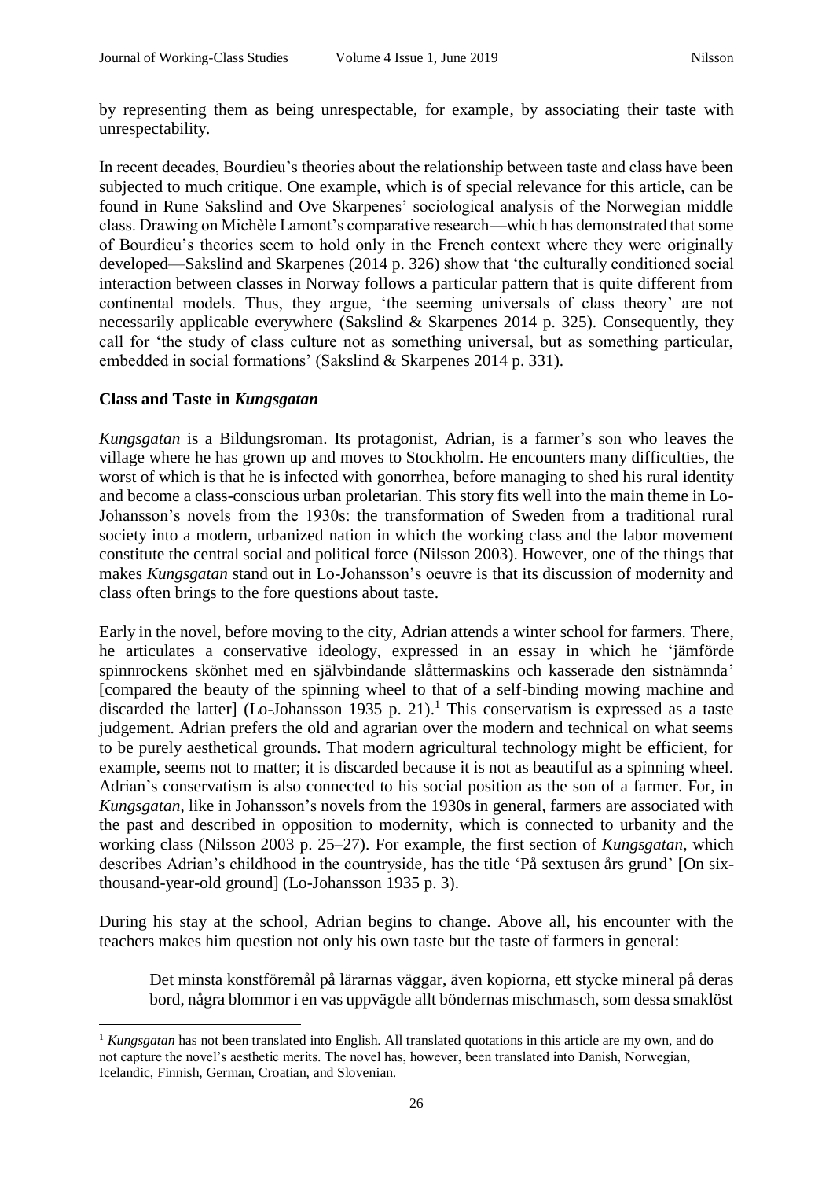by representing them as being unrespectable, for example, by associating their taste with unrespectability.

In recent decades, Bourdieu's theories about the relationship between taste and class have been subjected to much critique. One example, which is of special relevance for this article, can be found in Rune Sakslind and Ove Skarpenes' sociological analysis of the Norwegian middle class. Drawing on Michèle Lamont's comparative research—which has demonstrated that some of Bourdieu's theories seem to hold only in the French context where they were originally developed—Sakslind and Skarpenes (2014 p. 326) show that 'the culturally conditioned social interaction between classes in Norway follows a particular pattern that is quite different from continental models. Thus, they argue, 'the seeming universals of class theory' are not necessarily applicable everywhere (Sakslind & Skarpenes 2014 p. 325). Consequently, they call for 'the study of class culture not as something universal, but as something particular, embedded in social formations' (Sakslind & Skarpenes 2014 p. 331).

**Class and Taste in *Kungsgatan***

*Kungsgatan* is a Bildungsroman. Its protagonist, Adrian, is a farmer's son who leaves the village where he has grown up and moves to Stockholm. He encounters many difficulties, the worst of which is that he is infected with gonorrhea, before managing to shed his rural identity and become a class-conscious urban proletarian. This story fits well into the main theme in Lo-Johansson's novels from the 1930s: the transformation of Sweden from a traditional rural society into a modern, urbanized nation in which the working class and the labor movement constitute the central social and political force (Nilsson 2003). However, one of the things that makes *Kungsgatan* stand out in Lo-Johansson's oeuvre is that its discussion of modernity and class often brings to the fore questions about taste.

Early in the novel, before moving to the city, Adrian attends a winter school for farmers. There, he articulates a conservative ideology, expressed in an essay in which he 'jämförde spinnrockens skönhet med en självbindande slåttermaskins och kasserade den sistnämnda' [compared the beauty of the spinning wheel to that of a self-binding mowing machine and discarded the latter] (Lo-Johansson 1935 p. 21).[1] This conservatism is expressed as a taste judgement. Adrian prefers the old and agrarian over the modern and technical on what seems to be purely aesthetical grounds. That modern agricultural technology might be efficient, for example, seems not to matter; it is discarded because it is not as beautiful as a spinning wheel. Adrian's conservatism is also connected to his social position as the son of a farmer. For, in *Kungsgatan*, like in Johansson's novels from the 1930s in general, farmers are associated with the past and described in opposition to modernity, which is connected to urbanity and the working class (Nilsson 2003 p. 25–27). For example, the first section of *Kungsgatan*, which describes Adrian's childhood in the countryside, has the title 'På sextusen års grund' [On six-thousand-year-old ground] (Lo-Johansson 1935 p. 3).

During his stay at the school, Adrian begins to change. Above all, his encounter with the teachers makes him question not only his own taste but the taste of farmers in general:

> Det minsta konstföremål på lärarnas väggar, även kopiorna, ett stycke mineral på deras bord, några blommor i en vas uppvägde allt böndernas mischmasch, som dessa smaklöst

[1] *Kungsgatan* has not been translated into English. All translated quotations in this article are my own, and do not capture the novel's aesthetic merits. The novel has, however, been translated into Danish, Norwegian, Icelandic, Finnish, German, Croatian, and Slovenian.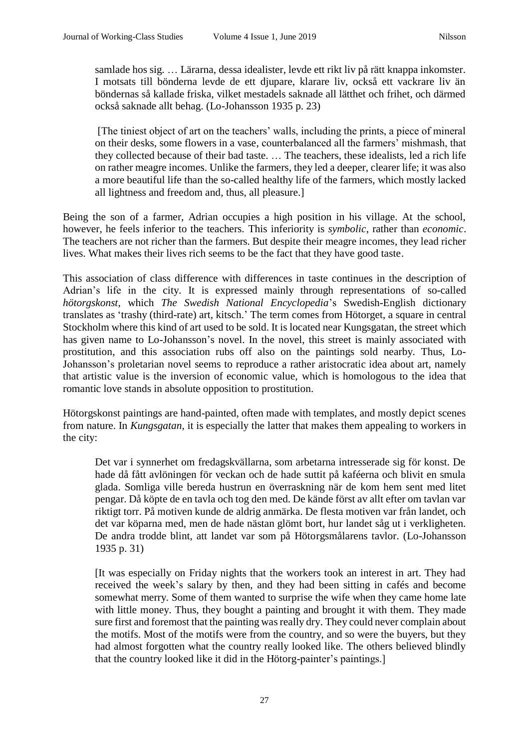samlade hos sig. … Lärarna, dessa idealister, levde ett rikt liv på rätt knappa inkomster. I motsats till bönderna levde de ett djupare, klarare liv, också ett vackrare liv än böndernas så kallade friska, vilket mestadels saknade all lätthet och frihet, och därmed också saknade allt behag. (Lo-Johansson 1935 p. 23)

> [The tiniest object of art on the teachers' walls, including the prints, a piece of mineral on their desks, some flowers in a vase, counterbalanced all the farmers' mishmash, that they collected because of their bad taste. … The teachers, these idealists, led a rich life on rather meagre incomes. Unlike the farmers, they led a deeper, clearer life; it was also a more beautiful life than the so-called healthy life of the farmers, which mostly lacked all lightness and freedom and, thus, all pleasure.]

Being the son of a farmer, Adrian occupies a high position in his village. At the school, however, he feels inferior to the teachers. This inferiority is *symbolic*, rather than *economic*. The teachers are not richer than the farmers. But despite their meagre incomes, they lead richer lives. What makes their lives rich seems to be the fact that they have good taste.

This association of class difference with differences in taste continues in the description of Adrian's life in the city. It is expressed mainly through representations of so-called *hötorgskonst*, which *The Swedish National Encyclopedia*'s Swedish-English dictionary translates as 'trashy (third-rate) art, kitsch.' The term comes from Hötorget, a square in central Stockholm where this kind of art used to be sold. It is located near Kungsgatan, the street which has given name to Lo-Johansson's novel. In the novel, this street is mainly associated with prostitution, and this association rubs off also on the paintings sold nearby. Thus, Lo-Johansson's proletarian novel seems to reproduce a rather aristocratic idea about art, namely that artistic value is the inversion of economic value, which is homologous to the idea that romantic love stands in absolute opposition to prostitution.

Hötorgskonst paintings are hand-painted, often made with templates, and mostly depict scenes from nature. In *Kungsgatan*, it is especially the latter that makes them appealing to workers in the city:

> Det var i synnerhet om fredagskvällarna, som arbetarna intresserade sig för konst. De hade då fått avlöningen för veckan och de hade suttit på kaféerna och blivit en smula glada. Somliga ville bereda hustrun en överraskning när de kom hem sent med litet pengar. Då köpte de en tavla och tog den med. De kände först av allt efter om tavlan var riktigt torr. På motiven kunde de aldrig anmärka. De flesta motiven var från landet, och det var köparna med, men de hade nästan glömt bort, hur landet såg ut i verkligheten. De andra trodde blint, att landet var som på Hötorgsmålarens tavlor. (Lo-Johansson 1935 p. 31)
>
> [It was especially on Friday nights that the workers took an interest in art. They had received the week's salary by then, and they had been sitting in cafés and become somewhat merry. Some of them wanted to surprise the wife when they came home late with little money. Thus, they bought a painting and brought it with them. They made sure first and foremost that the painting was really dry. They could never complain about the motifs. Most of the motifs were from the country, and so were the buyers, but they had almost forgotten what the country really looked like. The others believed blindly that the country looked like it did in the Hötorg-painter's paintings.]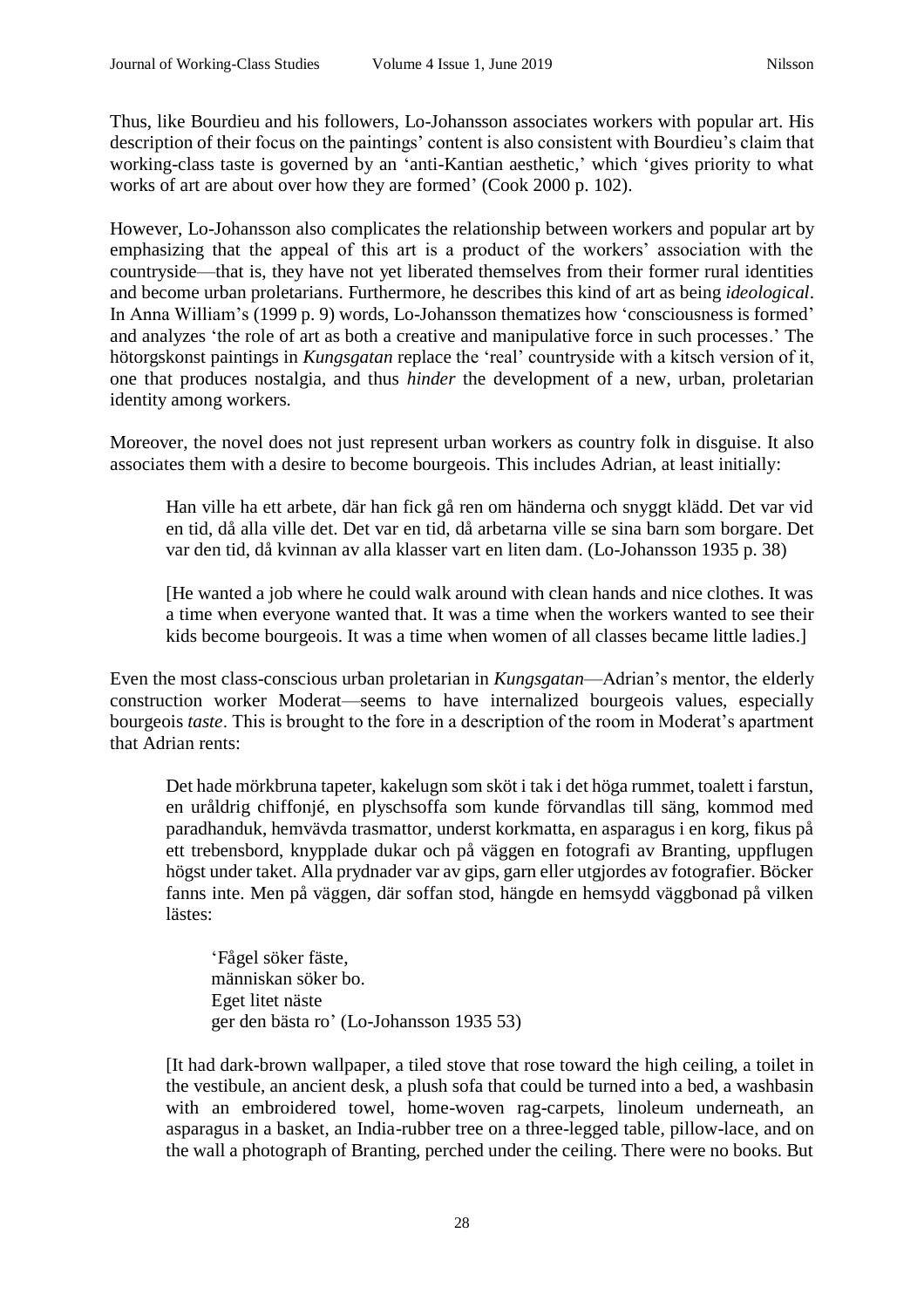Thus, like Bourdieu and his followers, Lo-Johansson associates workers with popular art. His description of their focus on the paintings' content is also consistent with Bourdieu's claim that working-class taste is governed by an 'anti-Kantian aesthetic,' which 'gives priority to what works of art are about over how they are formed' (Cook 2000 p. 102).

However, Lo-Johansson also complicates the relationship between workers and popular art by emphasizing that the appeal of this art is a product of the workers' association with the countryside—that is, they have not yet liberated themselves from their former rural identities and become urban proletarians. Furthermore, he describes this kind of art as being *ideological*. In Anna William's (1999 p. 9) words, Lo-Johansson thematizes how 'consciousness is formed' and analyzes 'the role of art as both a creative and manipulative force in such processes.' The hötorgskonst paintings in *Kungsgatan* replace the 'real' countryside with a kitsch version of it, one that produces nostalgia, and thus *hinder* the development of a new, urban, proletarian identity among workers.

Moreover, the novel does not just represent urban workers as country folk in disguise. It also associates them with a desire to become bourgeois. This includes Adrian, at least initially:

> Han ville ha ett arbete, där han fick gå ren om händerna och snyggt klädd. Det var vid en tid, då alla ville det. Det var en tid, då arbetarna ville se sina barn som borgare. Det var den tid, då kvinnan av alla klasser vart en liten dam. (Lo-Johansson 1935 p. 38)
>
> [He wanted a job where he could walk around with clean hands and nice clothes. It was a time when everyone wanted that. It was a time when the workers wanted to see their kids become bourgeois. It was a time when women of all classes became little ladies.]

Even the most class-conscious urban proletarian in *Kungsgatan*—Adrian's mentor, the elderly construction worker Moderat—seems to have internalized bourgeois values, especially bourgeois *taste*. This is brought to the fore in a description of the room in Moderat's apartment that Adrian rents:

> Det hade mörkbruna tapeter, kakelugn som sköt i tak i det höga rummet, toalett i farstun, en uråldrig chiffonjé, en plyschsoffa som kunde förvandlas till säng, kommod med paradhanduk, hemvävda trasmattor, underst korkmatta, en asparagus i en korg, fikus på ett trebensbord, knypplade dukar och på väggen en fotografi av Branting, uppflugen högst under taket. Alla prydnader var av gips, garn eller utgjordes av fotografier. Böcker fanns inte. Men på väggen, där soffan stod, hängde en hemsydd väggbonad på vilken lästes:
>
> > 'Fågel söker fäste,
> > människan söker bo.
> > Eget litet näste
> > ger den bästa ro' (Lo-Johansson 1935 53)
>
> [It had dark-brown wallpaper, a tiled stove that rose toward the high ceiling, a toilet in the vestibule, an ancient desk, a plush sofa that could be turned into a bed, a washbasin with an embroidered towel, home-woven rag-carpets, linoleum underneath, an asparagus in a basket, an India-rubber tree on a three-legged table, pillow-lace, and on the wall a photograph of Branting, perched under the ceiling. There were no books. But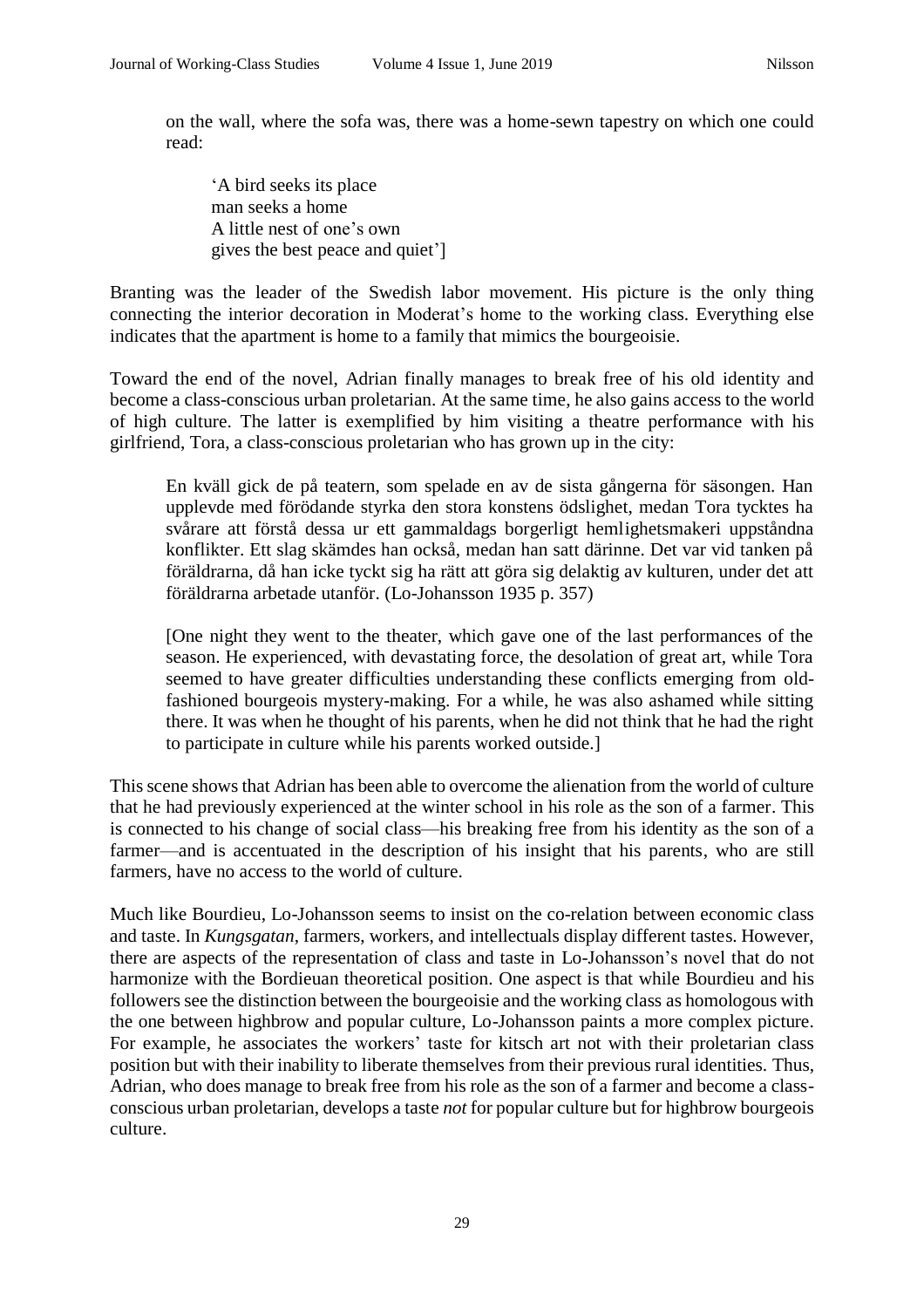on the wall, where the sofa was, there was a home-sewn tapestry on which one could read:

> 'A bird seeks its place
> man seeks a home
> A little nest of one's own
> gives the best peace and quiet']

Branting was the leader of the Swedish labor movement. His picture is the only thing connecting the interior decoration in Moderat's home to the working class. Everything else indicates that the apartment is home to a family that mimics the bourgeoisie.

Toward the end of the novel, Adrian finally manages to break free of his old identity and become a class-conscious urban proletarian. At the same time, he also gains access to the world of high culture. The latter is exemplified by him visiting a theatre performance with his girlfriend, Tora, a class-conscious proletarian who has grown up in the city:

> En kväll gick de på teatern, som spelade en av de sista gångerna för säsongen. Han upplevde med förödande styrka den stora konstens ödslighet, medan Tora tycktes ha svårare att förstå dessa ur ett gammaldags borgerligt hemlighetsmakeri uppståndna konflikter. Ett slag skämdes han också, medan han satt därinne. Det var vid tanken på föräldrarna, då han icke tyckt sig ha rätt att göra sig delaktig av kulturen, under det att föräldrarna arbetade utanför. (Lo-Johansson 1935 p. 357)
>
> [One night they went to the theater, which gave one of the last performances of the season. He experienced, with devastating force, the desolation of great art, while Tora seemed to have greater difficulties understanding these conflicts emerging from old-fashioned bourgeois mystery-making. For a while, he was also ashamed while sitting there. It was when he thought of his parents, when he did not think that he had the right to participate in culture while his parents worked outside.]

This scene shows that Adrian has been able to overcome the alienation from the world of culture that he had previously experienced at the winter school in his role as the son of a farmer. This is connected to his change of social class—his breaking free from his identity as the son of a farmer—and is accentuated in the description of his insight that his parents, who are still farmers, have no access to the world of culture.

Much like Bourdieu, Lo-Johansson seems to insist on the co-relation between economic class and taste. In *Kungsgatan*, farmers, workers, and intellectuals display different tastes. However, there are aspects of the representation of class and taste in Lo-Johansson's novel that do not harmonize with the Bordieuan theoretical position. One aspect is that while Bourdieu and his followers see the distinction between the bourgeoisie and the working class as homologous with the one between highbrow and popular culture, Lo-Johansson paints a more complex picture. For example, he associates the workers' taste for kitsch art not with their proletarian class position but with their inability to liberate themselves from their previous rural identities. Thus, Adrian, who does manage to break free from his role as the son of a farmer and become a class-conscious urban proletarian, develops a taste *not* for popular culture but for highbrow bourgeois culture.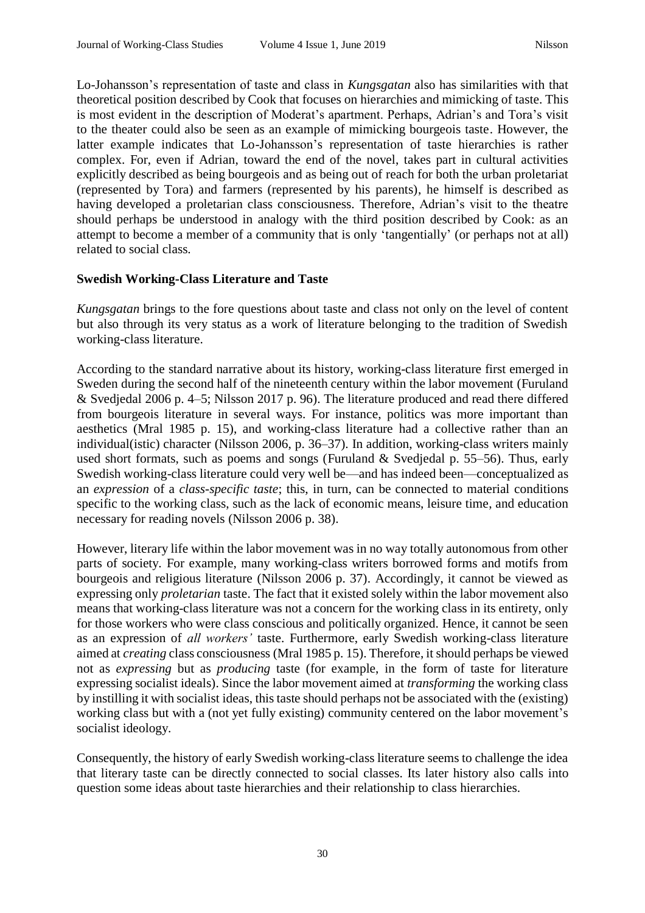Lo-Johansson's representation of taste and class in *Kungsgatan* also has similarities with that theoretical position described by Cook that focuses on hierarchies and mimicking of taste. This is most evident in the description of Moderat's apartment. Perhaps, Adrian's and Tora's visit to the theater could also be seen as an example of mimicking bourgeois taste. However, the latter example indicates that Lo-Johansson's representation of taste hierarchies is rather complex. For, even if Adrian, toward the end of the novel, takes part in cultural activities explicitly described as being bourgeois and as being out of reach for both the urban proletariat (represented by Tora) and farmers (represented by his parents), he himself is described as having developed a proletarian class consciousness. Therefore, Adrian's visit to the theatre should perhaps be understood in analogy with the third position described by Cook: as an attempt to become a member of a community that is only 'tangentially' (or perhaps not at all) related to social class.

**Swedish Working-Class Literature and Taste**

*Kungsgatan* brings to the fore questions about taste and class not only on the level of content but also through its very status as a work of literature belonging to the tradition of Swedish working-class literature.

According to the standard narrative about its history, working-class literature first emerged in Sweden during the second half of the nineteenth century within the labor movement (Furuland & Svedjedal 2006 p. 4–5; Nilsson 2017 p. 96). The literature produced and read there differed from bourgeois literature in several ways. For instance, politics was more important than aesthetics (Mral 1985 p. 15), and working-class literature had a collective rather than an individual(istic) character (Nilsson 2006, p. 36–37). In addition, working-class writers mainly used short formats, such as poems and songs (Furuland & Svedjedal p. 55–56). Thus, early Swedish working-class literature could very well be—and has indeed been—conceptualized as an *expression* of a *class-specific taste*; this, in turn, can be connected to material conditions specific to the working class, such as the lack of economic means, leisure time, and education necessary for reading novels (Nilsson 2006 p. 38).

However, literary life within the labor movement was in no way totally autonomous from other parts of society. For example, many working-class writers borrowed forms and motifs from bourgeois and religious literature (Nilsson 2006 p. 37). Accordingly, it cannot be viewed as expressing only *proletarian* taste. The fact that it existed solely within the labor movement also means that working-class literature was not a concern for the working class in its entirety, only for those workers who were class conscious and politically organized. Hence, it cannot be seen as an expression of *all workers'* taste. Furthermore, early Swedish working-class literature aimed at *creating* class consciousness (Mral 1985 p. 15). Therefore, it should perhaps be viewed not as *expressing* but as *producing* taste (for example, in the form of taste for literature expressing socialist ideals). Since the labor movement aimed at *transforming* the working class by instilling it with socialist ideas, this taste should perhaps not be associated with the (existing) working class but with a (not yet fully existing) community centered on the labor movement's socialist ideology.

Consequently, the history of early Swedish working-class literature seems to challenge the idea that literary taste can be directly connected to social classes. Its later history also calls into question some ideas about taste hierarchies and their relationship to class hierarchies.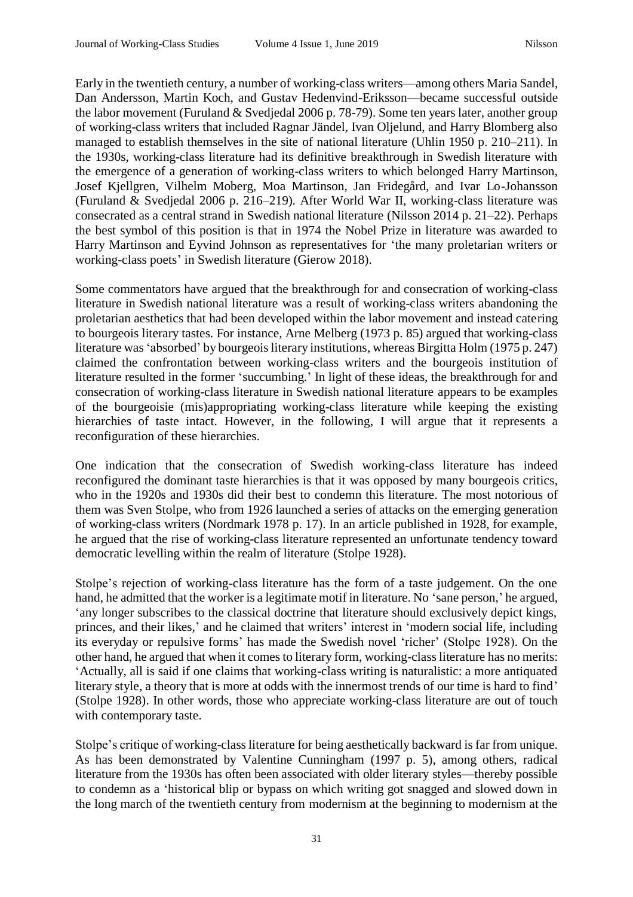Early in the twentieth century, a number of working-class writers—among others Maria Sandel, Dan Andersson, Martin Koch, and Gustav Hedenvind-Eriksson—became successful outside the labor movement (Furuland & Svedjedal 2006 p. 78-79). Some ten years later, another group of working-class writers that included Ragnar Jändel, Ivan Oljelund, and Harry Blomberg also managed to establish themselves in the site of national literature (Uhlin 1950 p. 210–211). In the 1930s, working-class literature had its definitive breakthrough in Swedish literature with the emergence of a generation of working-class writers to which belonged Harry Martinson, Josef Kjellgren, Vilhelm Moberg, Moa Martinson, Jan Fridegård, and Ivar Lo-Johansson (Furuland & Svedjedal 2006 p. 216–219). After World War II, working-class literature was consecrated as a central strand in Swedish national literature (Nilsson 2014 p. 21–22). Perhaps the best symbol of this position is that in 1974 the Nobel Prize in literature was awarded to Harry Martinson and Eyvind Johnson as representatives for 'the many proletarian writers or working-class poets' in Swedish literature (Gierow 2018).

Some commentators have argued that the breakthrough for and consecration of working-class literature in Swedish national literature was a result of working-class writers abandoning the proletarian aesthetics that had been developed within the labor movement and instead catering to bourgeois literary tastes. For instance, Arne Melberg (1973 p. 85) argued that working-class literature was 'absorbed' by bourgeois literary institutions, whereas Birgitta Holm (1975 p. 247) claimed the confrontation between working-class writers and the bourgeois institution of literature resulted in the former 'succumbing.' In light of these ideas, the breakthrough for and consecration of working-class literature in Swedish national literature appears to be examples of the bourgeoisie (mis)appropriating working-class literature while keeping the existing hierarchies of taste intact. However, in the following, I will argue that it represents a reconfiguration of these hierarchies.

One indication that the consecration of Swedish working-class literature has indeed reconfigured the dominant taste hierarchies is that it was opposed by many bourgeois critics, who in the 1920s and 1930s did their best to condemn this literature. The most notorious of them was Sven Stolpe, who from 1926 launched a series of attacks on the emerging generation of working-class writers (Nordmark 1978 p. 17). In an article published in 1928, for example, he argued that the rise of working-class literature represented an unfortunate tendency toward democratic levelling within the realm of literature (Stolpe 1928).

Stolpe's rejection of working-class literature has the form of a taste judgement. On the one hand, he admitted that the worker is a legitimate motif in literature. No 'sane person,' he argued, 'any longer subscribes to the classical doctrine that literature should exclusively depict kings, princes, and their likes,' and he claimed that writers' interest in 'modern social life, including its everyday or repulsive forms' has made the Swedish novel 'richer' (Stolpe 1928). On the other hand, he argued that when it comes to literary form, working-class literature has no merits: 'Actually, all is said if one claims that working-class writing is naturalistic: a more antiquated literary style, a theory that is more at odds with the innermost trends of our time is hard to find' (Stolpe 1928). In other words, those who appreciate working-class literature are out of touch with contemporary taste.

Stolpe's critique of working-class literature for being aesthetically backward is far from unique. As has been demonstrated by Valentine Cunningham (1997 p. 5), among others, radical literature from the 1930s has often been associated with older literary styles—thereby possible to condemn as a 'historical blip or bypass on which writing got snagged and slowed down in the long march of the twentieth century from modernism at the beginning to modernism at the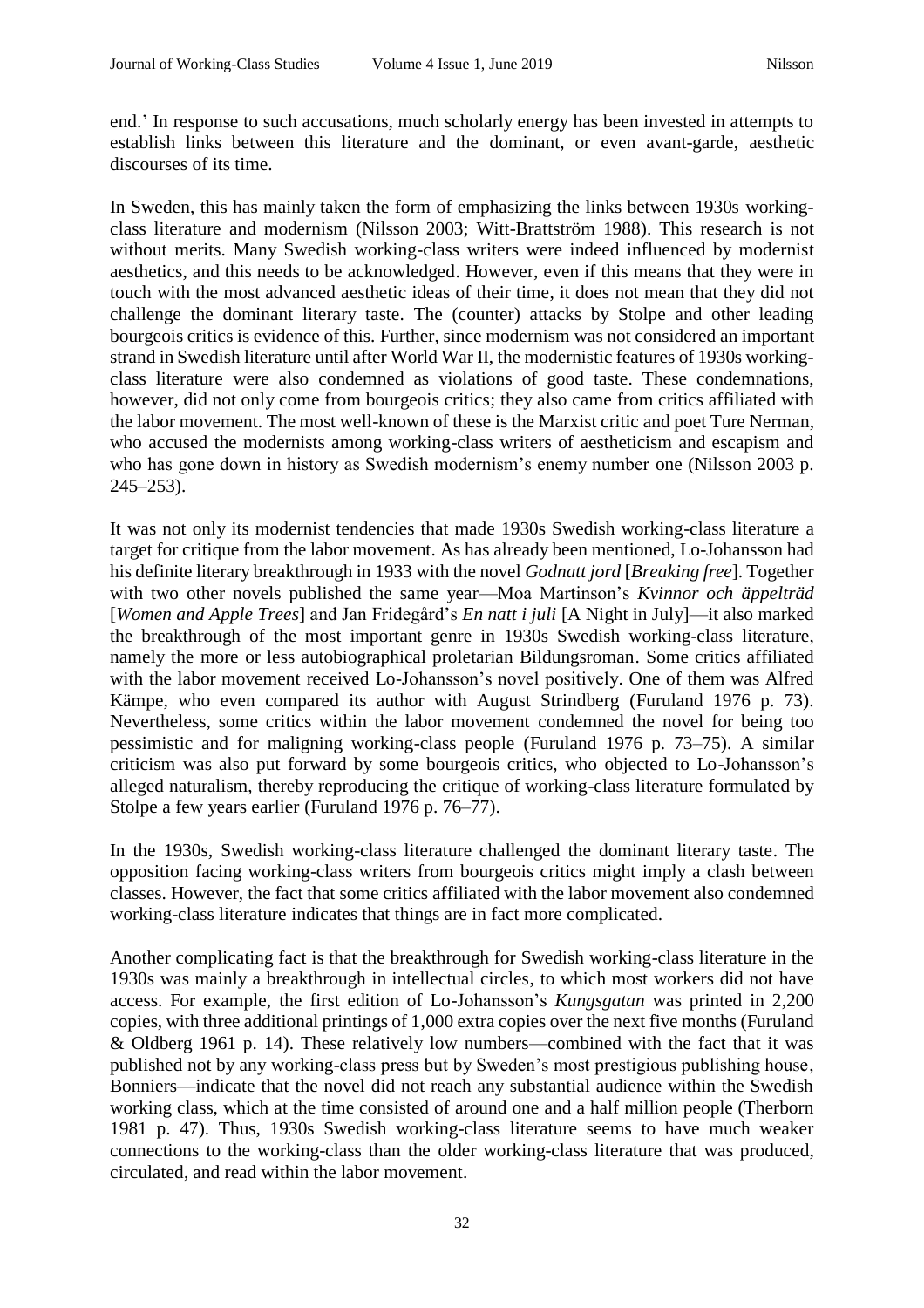end.' In response to such accusations, much scholarly energy has been invested in attempts to establish links between this literature and the dominant, or even avant-garde, aesthetic discourses of its time.

In Sweden, this has mainly taken the form of emphasizing the links between 1930s working-class literature and modernism (Nilsson 2003; Witt-Brattström 1988). This research is not without merits. Many Swedish working-class writers were indeed influenced by modernist aesthetics, and this needs to be acknowledged. However, even if this means that they were in touch with the most advanced aesthetic ideas of their time, it does not mean that they did not challenge the dominant literary taste. The (counter) attacks by Stolpe and other leading bourgeois critics is evidence of this. Further, since modernism was not considered an important strand in Swedish literature until after World War II, the modernistic features of 1930s working-class literature were also condemned as violations of good taste. These condemnations, however, did not only come from bourgeois critics; they also came from critics affiliated with the labor movement. The most well-known of these is the Marxist critic and poet Ture Nerman, who accused the modernists among working-class writers of aestheticism and escapism and who has gone down in history as Swedish modernism's enemy number one (Nilsson 2003 p. 245–253).

It was not only its modernist tendencies that made 1930s Swedish working-class literature a target for critique from the labor movement. As has already been mentioned, Lo-Johansson had his definite literary breakthrough in 1933 with the novel *Godnatt jord* [*Breaking free*]. Together with two other novels published the same year—Moa Martinson's *Kvinnor och äppelträd* [*Women and Apple Trees*] and Jan Fridegård's *En natt i juli* [A Night in July]—it also marked the breakthrough of the most important genre in 1930s Swedish working-class literature, namely the more or less autobiographical proletarian Bildungsroman. Some critics affiliated with the labor movement received Lo-Johansson's novel positively. One of them was Alfred Kämpe, who even compared its author with August Strindberg (Furuland 1976 p. 73). Nevertheless, some critics within the labor movement condemned the novel for being too pessimistic and for maligning working-class people (Furuland 1976 p. 73–75). A similar criticism was also put forward by some bourgeois critics, who objected to Lo-Johansson's alleged naturalism, thereby reproducing the critique of working-class literature formulated by Stolpe a few years earlier (Furuland 1976 p. 76–77).

In the 1930s, Swedish working-class literature challenged the dominant literary taste. The opposition facing working-class writers from bourgeois critics might imply a clash between classes. However, the fact that some critics affiliated with the labor movement also condemned working-class literature indicates that things are in fact more complicated.

Another complicating fact is that the breakthrough for Swedish working-class literature in the 1930s was mainly a breakthrough in intellectual circles, to which most workers did not have access. For example, the first edition of Lo-Johansson's *Kungsgatan* was printed in 2,200 copies, with three additional printings of 1,000 extra copies over the next five months (Furuland & Oldberg 1961 p. 14). These relatively low numbers—combined with the fact that it was published not by any working-class press but by Sweden's most prestigious publishing house, Bonniers—indicate that the novel did not reach any substantial audience within the Swedish working class, which at the time consisted of around one and a half million people (Therborn 1981 p. 47). Thus, 1930s Swedish working-class literature seems to have much weaker connections to the working-class than the older working-class literature that was produced, circulated, and read within the labor movement.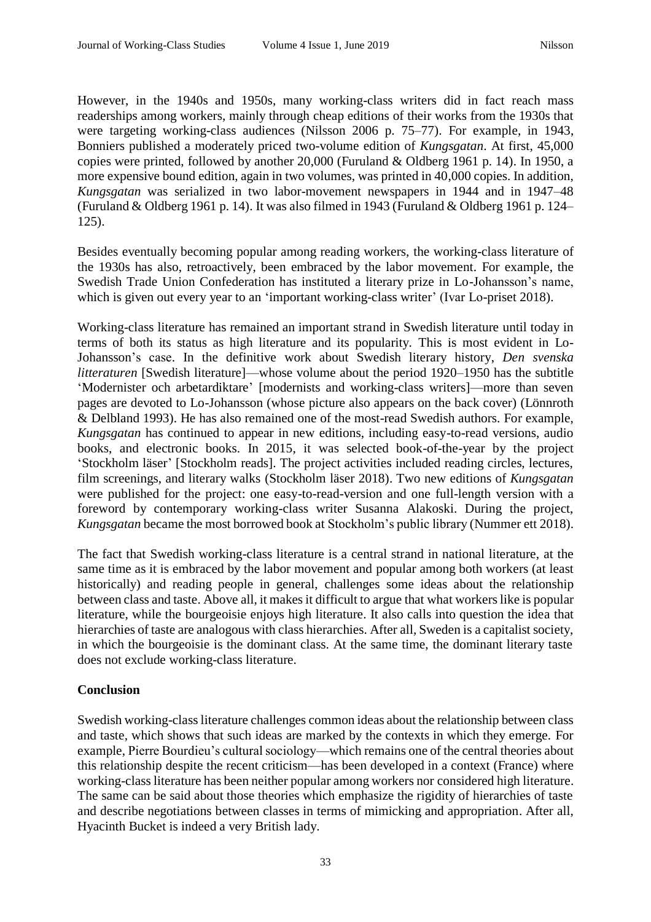However, in the 1940s and 1950s, many working-class writers did in fact reach mass readerships among workers, mainly through cheap editions of their works from the 1930s that were targeting working-class audiences (Nilsson 2006 p. 75–77). For example, in 1943, Bonniers published a moderately priced two-volume edition of *Kungsgatan*. At first, 45,000 copies were printed, followed by another 20,000 (Furuland & Oldberg 1961 p. 14). In 1950, a more expensive bound edition, again in two volumes, was printed in 40,000 copies. In addition, *Kungsgatan* was serialized in two labor-movement newspapers in 1944 and in 1947–48 (Furuland & Oldberg 1961 p. 14). It was also filmed in 1943 (Furuland & Oldberg 1961 p. 124–125).

Besides eventually becoming popular among reading workers, the working-class literature of the 1930s has also, retroactively, been embraced by the labor movement. For example, the Swedish Trade Union Confederation has instituted a literary prize in Lo-Johansson's name, which is given out every year to an 'important working-class writer' (Ivar Lo-priset 2018).

Working-class literature has remained an important strand in Swedish literature until today in terms of both its status as high literature and its popularity. This is most evident in Lo-Johansson's case. In the definitive work about Swedish literary history, *Den svenska litteraturen* [Swedish literature]—whose volume about the period 1920–1950 has the subtitle 'Modernister och arbetardiktare' [modernists and working-class writers]—more than seven pages are devoted to Lo-Johansson (whose picture also appears on the back cover) (Lönnroth & Delbland 1993). He has also remained one of the most-read Swedish authors. For example, *Kungsgatan* has continued to appear in new editions, including easy-to-read versions, audio books, and electronic books. In 2015, it was selected book-of-the-year by the project 'Stockholm läser' [Stockholm reads]. The project activities included reading circles, lectures, film screenings, and literary walks (Stockholm läser 2018). Two new editions of *Kungsgatan* were published for the project: one easy-to-read-version and one full-length version with a foreword by contemporary working-class writer Susanna Alakoski. During the project, *Kungsgatan* became the most borrowed book at Stockholm's public library (Nummer ett 2018).

The fact that Swedish working-class literature is a central strand in national literature, at the same time as it is embraced by the labor movement and popular among both workers (at least historically) and reading people in general, challenges some ideas about the relationship between class and taste. Above all, it makes it difficult to argue that what workers like is popular literature, while the bourgeoisie enjoys high literature. It also calls into question the idea that hierarchies of taste are analogous with class hierarchies. After all, Sweden is a capitalist society, in which the bourgeoisie is the dominant class. At the same time, the dominant literary taste does not exclude working-class literature.

## Conclusion

Swedish working-class literature challenges common ideas about the relationship between class and taste, which shows that such ideas are marked by the contexts in which they emerge. For example, Pierre Bourdieu's cultural sociology—which remains one of the central theories about this relationship despite the recent criticism—has been developed in a context (France) where working-class literature has been neither popular among workers nor considered high literature. The same can be said about those theories which emphasize the rigidity of hierarchies of taste and describe negotiations between classes in terms of mimicking and appropriation. After all, Hyacinth Bucket is indeed a very British lady.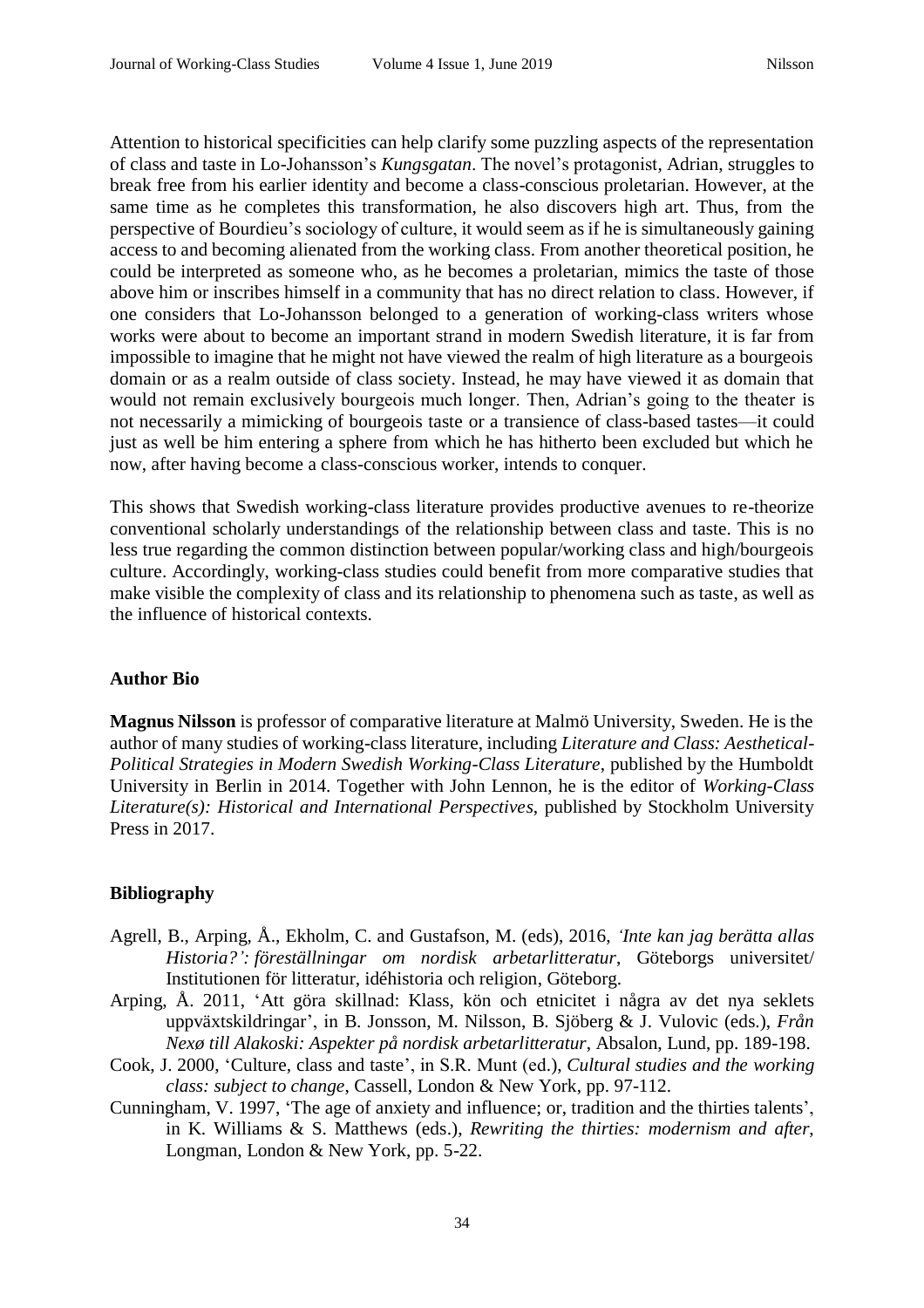Attention to historical specificities can help clarify some puzzling aspects of the representation of class and taste in Lo-Johansson's *Kungsgatan*. The novel's protagonist, Adrian, struggles to break free from his earlier identity and become a class-conscious proletarian. However, at the same time as he completes this transformation, he also discovers high art. Thus, from the perspective of Bourdieu's sociology of culture, it would seem as if he is simultaneously gaining access to and becoming alienated from the working class. From another theoretical position, he could be interpreted as someone who, as he becomes a proletarian, mimics the taste of those above him or inscribes himself in a community that has no direct relation to class. However, if one considers that Lo-Johansson belonged to a generation of working-class writers whose works were about to become an important strand in modern Swedish literature, it is far from impossible to imagine that he might not have viewed the realm of high literature as a bourgeois domain or as a realm outside of class society. Instead, he may have viewed it as domain that would not remain exclusively bourgeois much longer. Then, Adrian's going to the theater is not necessarily a mimicking of bourgeois taste or a transience of class-based tastes—it could just as well be him entering a sphere from which he has hitherto been excluded but which he now, after having become a class-conscious worker, intends to conquer.

This shows that Swedish working-class literature provides productive avenues to re-theorize conventional scholarly understandings of the relationship between class and taste. This is no less true regarding the common distinction between popular/working class and high/bourgeois culture. Accordingly, working-class studies could benefit from more comparative studies that make visible the complexity of class and its relationship to phenomena such as taste, as well as the influence of historical contexts.

## Author Bio

**Magnus Nilsson** is professor of comparative literature at Malmö University, Sweden. He is the author of many studies of working-class literature, including *Literature and Class: Aesthetical-Political Strategies in Modern Swedish Working-Class Literature*, published by the Humboldt University in Berlin in 2014. Together with John Lennon, he is the editor of *Working-Class Literature(s): Historical and International Perspectives*, published by Stockholm University Press in 2017.

## Bibliography

Agrell, B., Arping, Å., Ekholm, C. and Gustafson, M. (eds), 2016, *'Inte kan jag berätta allas Historia?': föreställningar om nordisk arbetarlitteratur*, Göteborgs universitet/ Institutionen för litteratur, idéhistoria och religion, Göteborg.

Arping, Å. 2011, 'Att göra skillnad: Klass, kön och etnicitet i några av det nya seklets uppväxtskildringar', in B. Jonsson, M. Nilsson, B. Sjöberg & J. Vulovic (eds.), *Från Nexø till Alakoski: Aspekter på nordisk arbetarlitteratur*, Absalon, Lund, pp. 189-198.

Cook, J. 2000, 'Culture, class and taste', in S.R. Munt (ed.), *Cultural studies and the working class: subject to change*, Cassell, London & New York, pp. 97-112.

Cunningham, V. 1997, 'The age of anxiety and influence; or, tradition and the thirties talents', in K. Williams & S. Matthews (eds.), *Rewriting the thirties: modernism and after*, Longman, London & New York, pp. 5-22.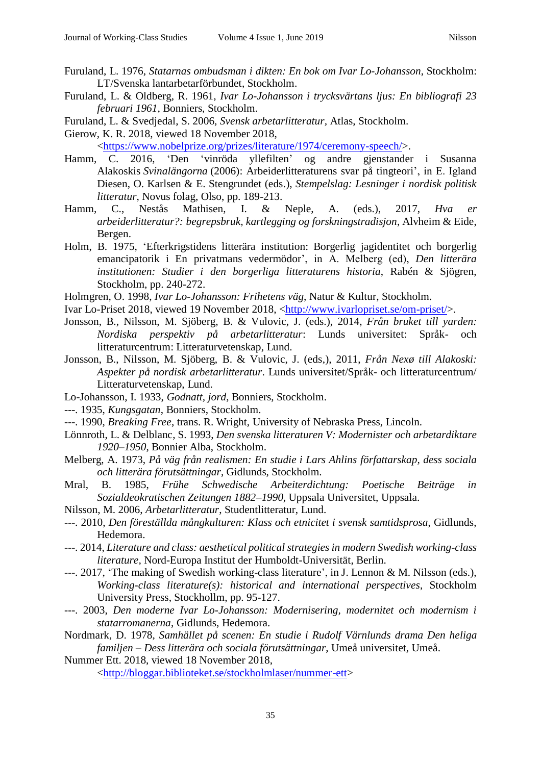Furuland, L. 1976, *Statarnas ombudsman i dikten: En bok om Ivar Lo-Johansson*, Stockholm: LT/Svenska lantarbetarförbundet, Stockholm.

Furuland, L. & Oldberg, R. 1961, *Ivar Lo-Johansson i trycksvärtans ljus: En bibliografi 23 februari 1961*, Bonniers, Stockholm.

Furuland, L. & Svedjedal, S. 2006, *Svensk arbetarlitteratur*, Atlas, Stockholm.

Gierow, K. R. 2018, viewed 18 November 2018, <https://www.nobelprize.org/prizes/literature/1974/ceremony-speech/>.

Hamm, C. 2016, 'Den 'vinröda yllefilten' og andre gjenstander i Susanna Alakoskis *Svinalängorna* (2006): Arbeiderlitteraturens svar på tingteori', in E. Igland Diesen, O. Karlsen & E. Stengrundet (eds.), *Stempelslag: Lesninger i nordisk politisk litteratur*, Novus folag, Olso, pp. 189-213.

Hamm, C., Nestås Mathisen, I. & Neple, A. (eds.), 2017, *Hva er arbeiderlitteratur?: begrepsbruk, kartlegging og forskningstradisjon*, Alvheim & Eide, Bergen.

Holm, B. 1975, 'Efterkrigstidens litterära institution: Borgerlig jagidentitet och borgerlig emancipatorik i En privatmans vedermödor', in A. Melberg (ed), *Den litterära institutionen: Studier i den borgerliga litteraturens historia*, Rabén & Sjögren, Stockholm, pp. 240-272.

Holmgren, O. 1998, *Ivar Lo-Johansson: Frihetens väg*, Natur & Kultur, Stockholm.

Ivar Lo-Priset 2018, viewed 19 November 2018, <http://www.ivarlopriset.se/om-priset/>.

Jonsson, B., Nilsson, M. Sjöberg, B. & Vulovic, J. (eds.), 2014, *Från bruket till yarden: Nordiska perspektiv på arbetarlitteratur*: Lunds universitet: Språk- och litteraturcentrum: Litteraturvetenskap, Lund.

Jonsson, B., Nilsson, M. Sjöberg, B. & Vulovic, J. (eds,), 2011, *Från Nexø till Alakoski: Aspekter på nordisk arbetarlitteratur*. Lunds universitet/Språk- och litteraturcentrum/ Litteraturvetenskap, Lund.

Lo-Johansson, I. 1933, *Godnatt, jord*, Bonniers, Stockholm.

---. 1935, *Kungsgatan*, Bonniers, Stockholm.

---. 1990, *Breaking Free*, trans. R. Wright, University of Nebraska Press, Lincoln.

Lönnroth, L. & Delblanc, S. 1993, *Den svenska litteraturen V: Modernister och arbetardiktare 1920–1950*, Bonnier Alba, Stockholm.

Melberg, A. 1973, *På väg från realismen: En studie i Lars Ahlins författarskap, dess sociala och litterära förutsättningar*, Gidlunds, Stockholm.

Mral, B. 1985, *Frühe Schwedische Arbeiterdichtung: Poetische Beiträge in Sozialdeokratischen Zeitungen 1882–1990*, Uppsala Universitet, Uppsala.

Nilsson, M. 2006, *Arbetarlitteratur*, Studentlitteratur, Lund.

---. 2010, *Den föreställda mångkulturen: Klass och etnicitet i svensk samtidsprosa*, Gidlunds, Hedemora.

---. 2014, *Literature and class: aesthetical political strategies in modern Swedish working-class literature*, Nord-Europa Institut der Humboldt-Universität, Berlin.

---. 2017, 'The making of Swedish working-class literature', in J. Lennon & M. Nilsson (eds.), *Working-class literature(s): historical and international perspectives*, Stockholm University Press, Stockhollm, pp. 95-127.

---. 2003, *Den moderne Ivar Lo-Johansson: Modernisering, modernitet och modernism i statarromanerna*, Gidlunds, Hedemora.

Nordmark, D. 1978, *Samhället på scenen: En studie i Rudolf Värnlunds drama Den heliga familjen – Dess litterära och sociala förutsättningar*, Umeå universitet, Umeå.

Nummer Ett. 2018, viewed 18 November 2018, <http://bloggar.biblioteket.se/stockholmlaser/nummer-ett>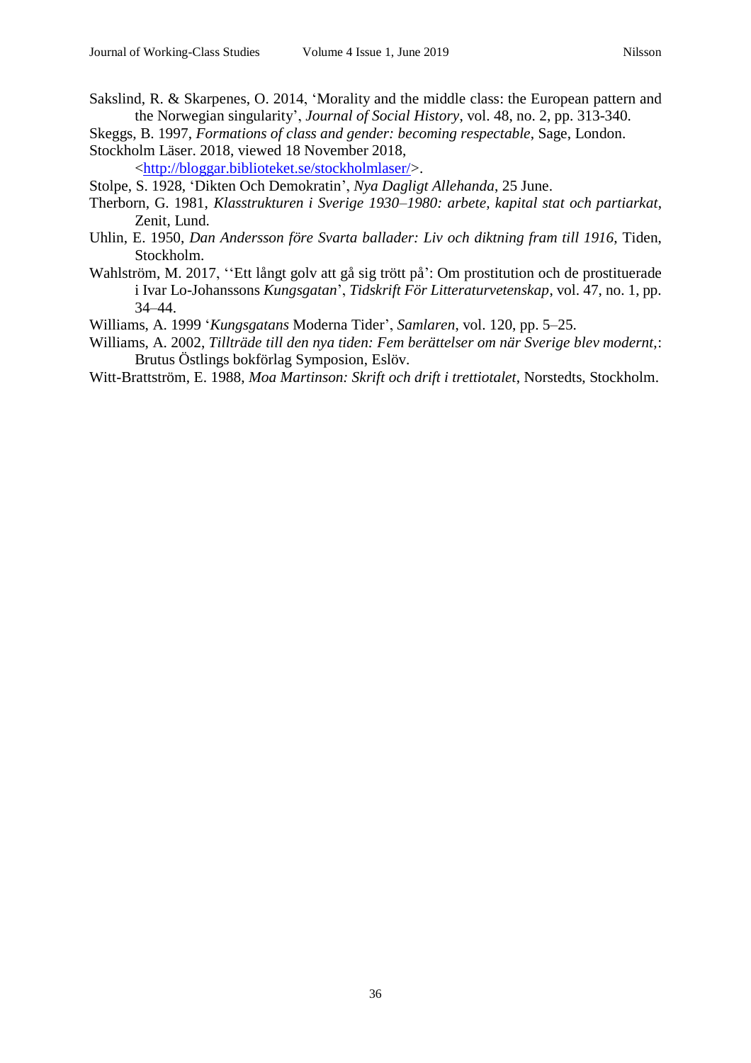Sakslind, R. & Skarpenes, O. 2014, 'Morality and the middle class: the European pattern and the Norwegian singularity', *Journal of Social History*, vol. 48, no. 2, pp. 313-340.

Skeggs, B. 1997, *Formations of class and gender: becoming respectable*, Sage, London.

Stockholm Läser. 2018, viewed 18 November 2018, <http://bloggar.biblioteket.se/stockholmlaser/>.

Stolpe, S. 1928, 'Dikten Och Demokratin', *Nya Dagligt Allehanda*, 25 June.

Therborn, G. 1981, *Klasstrukturen i Sverige 1930–1980: arbete, kapital stat och partiarkat*, Zenit, Lund.

Uhlin, E. 1950, *Dan Andersson före Svarta ballader: Liv och diktning fram till 1916*, Tiden, Stockholm.

Wahlström, M. 2017, ''Ett långt golv att gå sig trött på': Om prostitution och de prostituerade i Ivar Lo-Johanssons *Kungsgatan*', *Tidskrift För Litteraturvetenskap*, vol. 47, no. 1, pp. 34–44.

Williams, A. 1999 '*Kungsgatans* Moderna Tider', *Samlaren*, vol. 120, pp. 5–25.

Williams, A. 2002, *Tillträde till den nya tiden: Fem berättelser om när Sverige blev modernt*,: Brutus Östlings bokförlag Symposion, Eslöv.

Witt-Brattström, E. 1988, *Moa Martinson: Skrift och drift i trettiotalet*, Norstedts, Stockholm.